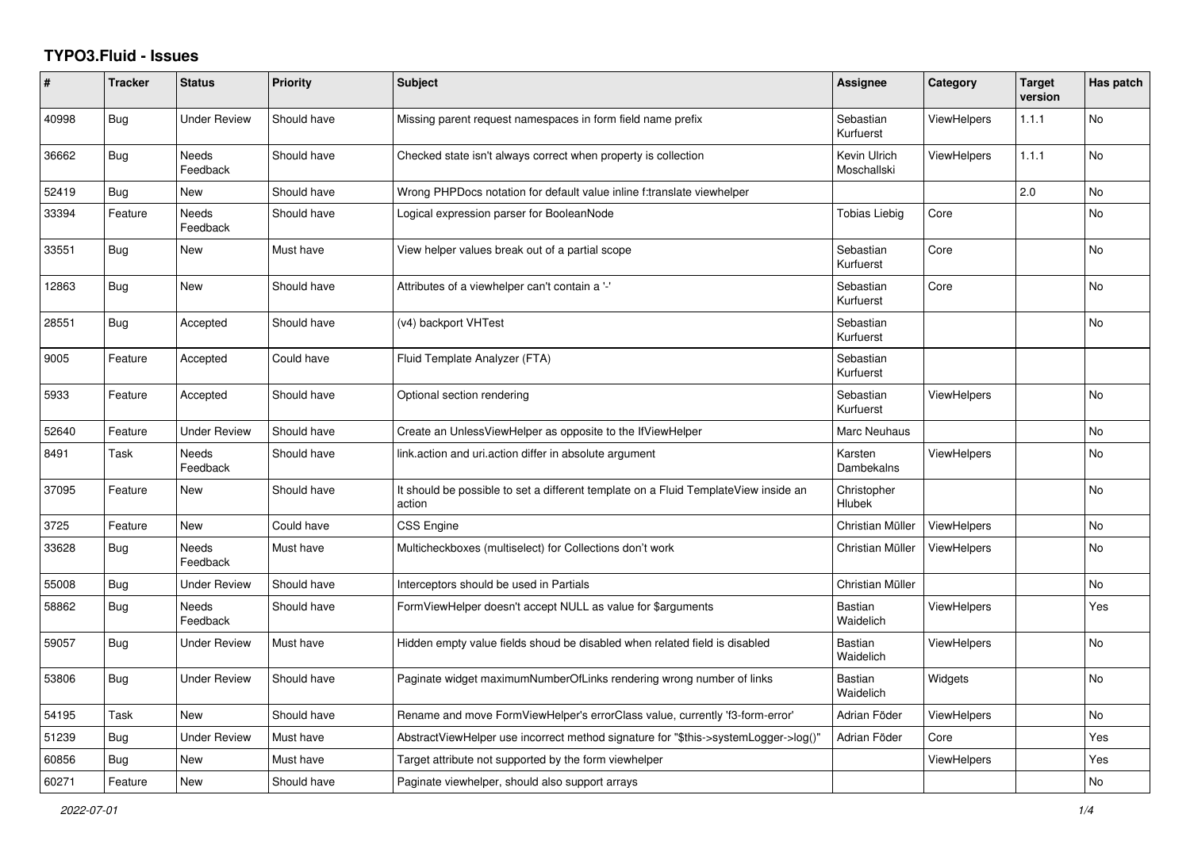# TYPO3.Fluid - Issues

| # | Tracker | Status | Priority | Subject | Assignee | Category | Target version | Has patch |
|---|---|---|---|---|---|---|---|---|
| 40998 | Bug | Under Review | Should have | Missing parent request namespaces in form field name prefix | Sebastian Kurfuerst | ViewHelpers | 1.1.1 | No |
| 36662 | Bug | Needs Feedback | Should have | Checked state isn't always correct when property is collection | Kevin Ulrich Moschallski | ViewHelpers | 1.1.1 | No |
| 52419 | Bug | New | Should have | Wrong PHPDocs notation for default value inline f:translate viewhelper | | | 2.0 | No |
| 33394 | Feature | Needs Feedback | Should have | Logical expression parser for BooleanNode | Tobias Liebig | Core | | No |
| 33551 | Bug | New | Must have | View helper values break out of a partial scope | Sebastian Kurfuerst | Core | | No |
| 12863 | Bug | New | Should have | Attributes of a viewhelper can't contain a '-' | Sebastian Kurfuerst | Core | | No |
| 28551 | Bug | Accepted | Should have | (v4) backport VHTest | Sebastian Kurfuerst | | | No |
| 9005 | Feature | Accepted | Could have | Fluid Template Analyzer (FTA) | Sebastian Kurfuerst | | | |
| 5933 | Feature | Accepted | Should have | Optional section rendering | Sebastian Kurfuerst | ViewHelpers | | No |
| 52640 | Feature | Under Review | Should have | Create an UnlessViewHelper as opposite to the IfViewHelper | Marc Neuhaus | | | No |
| 8491 | Task | Needs Feedback | Should have | link.action and uri.action differ in absolute argument | Karsten Dambekalns | ViewHelpers | | No |
| 37095 | Feature | New | Should have | It should be possible to set a different template on a Fluid TemplateView inside an action | Christopher Hlubek | | | No |
| 3725 | Feature | New | Could have | CSS Engine | Christian Müller | ViewHelpers | | No |
| 33628 | Bug | Needs Feedback | Must have | Multicheckboxes (multiselect) for Collections don't work | Christian Müller | ViewHelpers | | No |
| 55008 | Bug | Under Review | Should have | Interceptors should be used in Partials | Christian Müller | | | No |
| 58862 | Bug | Needs Feedback | Should have | FormViewHelper doesn't accept NULL as value for $arguments | Bastian Waidelich | ViewHelpers | | Yes |
| 59057 | Bug | Under Review | Must have | Hidden empty value fields shoud be disabled when related field is disabled | Bastian Waidelich | ViewHelpers | | No |
| 53806 | Bug | Under Review | Should have | Paginate widget maximumNumberOfLinks rendering wrong number of links | Bastian Waidelich | Widgets | | No |
| 54195 | Task | New | Should have | Rename and move FormViewHelper's errorClass value, currently 'f3-form-error' | Adrian Föder | ViewHelpers | | No |
| 51239 | Bug | Under Review | Must have | AbstractViewHelper use incorrect method signature for "$this->systemLogger->log()" | Adrian Föder | Core | | Yes |
| 60856 | Bug | New | Must have | Target attribute not supported by the form viewhelper | | ViewHelpers | | Yes |
| 60271 | Feature | New | Should have | Paginate viewhelper, should also support arrays | | | | No |

*2022-07-01*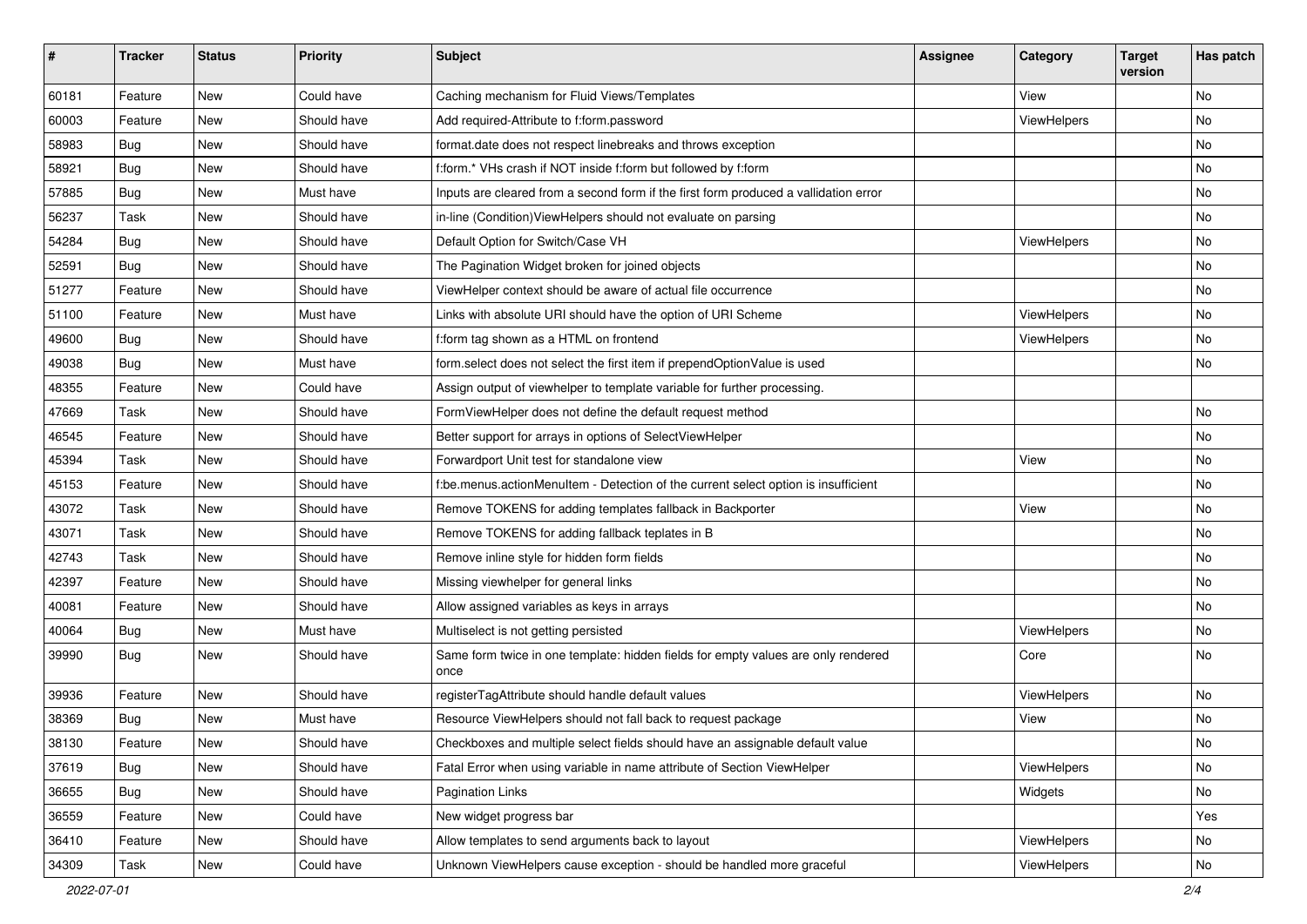| # | Tracker | Status | Priority | Subject | Assignee | Category | Target version | Has patch |
|---|---|---|---|---|---|---|---|---|
| 60181 | Feature | New | Could have | Caching mechanism for Fluid Views/Templates | | View | | No |
| 60003 | Feature | New | Should have | Add required-Attribute to f:form.password | | ViewHelpers | | No |
| 58983 | Bug | New | Should have | format.date does not respect linebreaks and throws exception | | | | No |
| 58921 | Bug | New | Should have | f:form.* VHs crash if NOT inside f:form but followed by f:form | | | | No |
| 57885 | Bug | New | Must have | Inputs are cleared from a second form if the first form produced a vallidation error | | | | No |
| 56237 | Task | New | Should have | in-line (Condition)ViewHelpers should not evaluate on parsing | | | | No |
| 54284 | Bug | New | Should have | Default Option for Switch/Case VH | | ViewHelpers | | No |
| 52591 | Bug | New | Should have | The Pagination Widget broken for joined objects | | | | No |
| 51277 | Feature | New | Should have | ViewHelper context should be aware of actual file occurrence | | | | No |
| 51100 | Feature | New | Must have | Links with absolute URI should have the option of URI Scheme | | ViewHelpers | | No |
| 49600 | Bug | New | Should have | f:form tag shown as a HTML on frontend | | ViewHelpers | | No |
| 49038 | Bug | New | Must have | form.select does not select the first item if prependOptionValue is used | | | | No |
| 48355 | Feature | New | Could have | Assign output of viewhelper to template variable for further processing. | | | | |
| 47669 | Task | New | Should have | FormViewHelper does not define the default request method | | | | No |
| 46545 | Feature | New | Should have | Better support for arrays in options of SelectViewHelper | | | | No |
| 45394 | Task | New | Should have | Forwardport Unit test for standalone view | | View | | No |
| 45153 | Feature | New | Should have | f:be.menus.actionMenuItem - Detection of the current select option is insufficient | | | | No |
| 43072 | Task | New | Should have | Remove TOKENS for adding templates fallback in Backporter | | View | | No |
| 43071 | Task | New | Should have | Remove TOKENS for adding fallback teplates in B | | | | No |
| 42743 | Task | New | Should have | Remove inline style for hidden form fields | | | | No |
| 42397 | Feature | New | Should have | Missing viewhelper for general links | | | | No |
| 40081 | Feature | New | Should have | Allow assigned variables as keys in arrays | | | | No |
| 40064 | Bug | New | Must have | Multiselect is not getting persisted | | ViewHelpers | | No |
| 39990 | Bug | New | Should have | Same form twice in one template: hidden fields for empty values are only rendered once | | Core | | No |
| 39936 | Feature | New | Should have | registerTagAttribute should handle default values | | ViewHelpers | | No |
| 38369 | Bug | New | Must have | Resource ViewHelpers should not fall back to request package | | View | | No |
| 38130 | Feature | New | Should have | Checkboxes and multiple select fields should have an assignable default value | | | | No |
| 37619 | Bug | New | Should have | Fatal Error when using variable in name attribute of Section ViewHelper | | ViewHelpers | | No |
| 36655 | Bug | New | Should have | Pagination Links | | Widgets | | No |
| 36559 | Feature | New | Could have | New widget progress bar | | | | Yes |
| 36410 | Feature | New | Should have | Allow templates to send arguments back to layout | | ViewHelpers | | No |
| 34309 | Task | New | Could have | Unknown ViewHelpers cause exception - should be handled more graceful | | ViewHelpers | | No |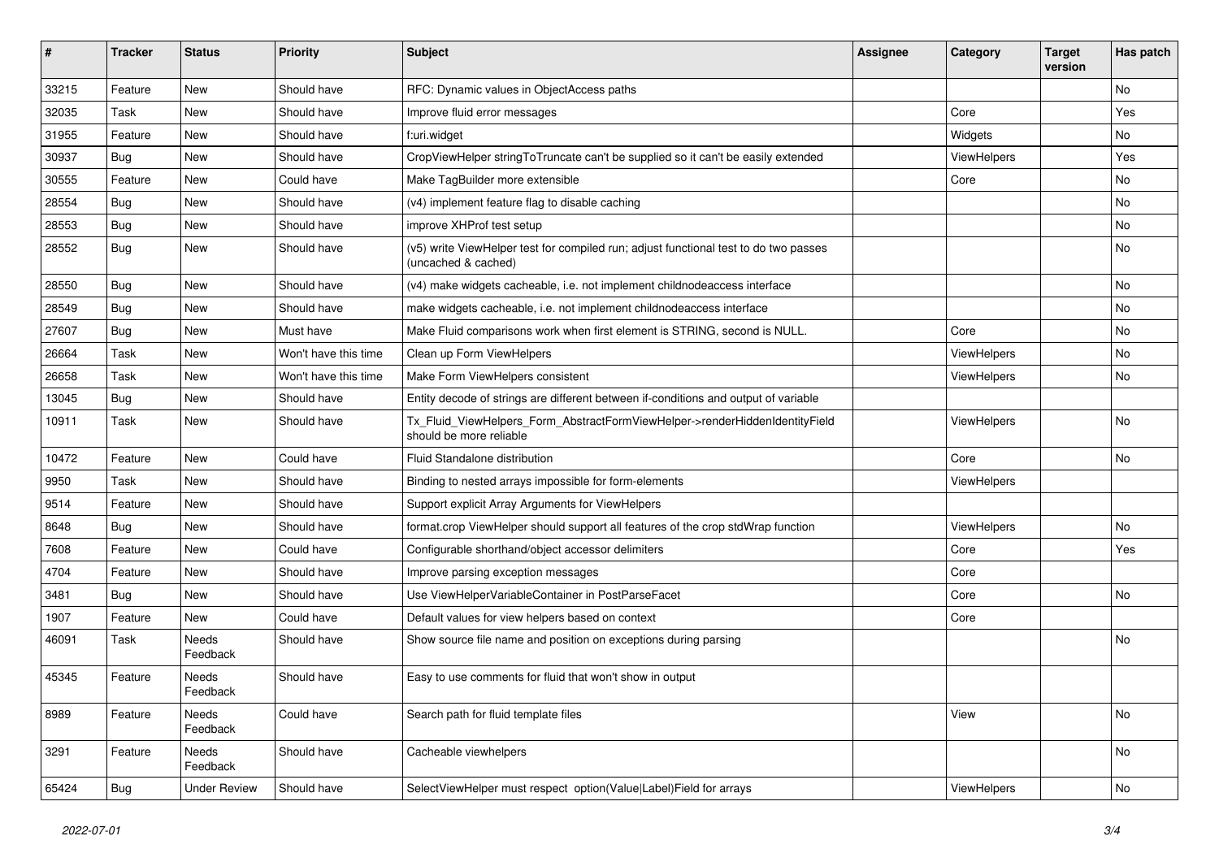| # | Tracker | Status | Priority | Subject | Assignee | Category | Target version | Has patch |
|---|---|---|---|---|---|---|---|---|
| 33215 | Feature | New | Should have | RFC: Dynamic values in ObjectAccess paths | | | | No |
| 32035 | Task | New | Should have | Improve fluid error messages | | Core | | Yes |
| 31955 | Feature | New | Should have | f:uri.widget | | Widgets | | No |
| 30937 | Bug | New | Should have | CropViewHelper stringToTruncate can't be supplied so it can't be easily extended | | ViewHelpers | | Yes |
| 30555 | Feature | New | Could have | Make TagBuilder more extensible | | Core | | No |
| 28554 | Bug | New | Should have | (v4) implement feature flag to disable caching | | | | No |
| 28553 | Bug | New | Should have | improve XHProf test setup | | | | No |
| 28552 | Bug | New | Should have | (v5) write ViewHelper test for compiled run; adjust functional test to do two passes (uncached & cached) | | | | No |
| 28550 | Bug | New | Should have | (v4) make widgets cacheable, i.e. not implement childnodeaccess interface | | | | No |
| 28549 | Bug | New | Should have | make widgets cacheable, i.e. not implement childnodeaccess interface | | | | No |
| 27607 | Bug | New | Must have | Make Fluid comparisons work when first element is STRING, second is NULL. | | Core | | No |
| 26664 | Task | New | Won't have this time | Clean up Form ViewHelpers | | ViewHelpers | | No |
| 26658 | Task | New | Won't have this time | Make Form ViewHelpers consistent | | ViewHelpers | | No |
| 13045 | Bug | New | Should have | Entity decode of strings are different between if-conditions and output of variable | | | | |
| 10911 | Task | New | Should have | Tx_Fluid_ViewHelpers_Form_AbstractFormViewHelper->renderHiddenIdentityField should be more reliable | | ViewHelpers | | No |
| 10472 | Feature | New | Could have | Fluid Standalone distribution | | Core | | No |
| 9950 | Task | New | Should have | Binding to nested arrays impossible for form-elements | | ViewHelpers | | |
| 9514 | Feature | New | Should have | Support explicit Array Arguments for ViewHelpers | | | | |
| 8648 | Bug | New | Should have | format.crop ViewHelper should support all features of the crop stdWrap function | | ViewHelpers | | No |
| 7608 | Feature | New | Could have | Configurable shorthand/object accessor delimiters | | Core | | Yes |
| 4704 | Feature | New | Should have | Improve parsing exception messages | | Core | | |
| 3481 | Bug | New | Should have | Use ViewHelperVariableContainer in PostParseFacet | | Core | | No |
| 1907 | Feature | New | Could have | Default values for view helpers based on context | | Core | | |
| 46091 | Task | Needs Feedback | Should have | Show source file name and position on exceptions during parsing | | | | No |
| 45345 | Feature | Needs Feedback | Should have | Easy to use comments for fluid that won't show in output | | | | |
| 8989 | Feature | Needs Feedback | Could have | Search path for fluid template files | | View | | No |
| 3291 | Feature | Needs Feedback | Should have | Cacheable viewhelpers | | | | No |
| 65424 | Bug | Under Review | Should have | SelectViewHelper must respect option(Value\|Label)Field for arrays | | ViewHelpers | | No |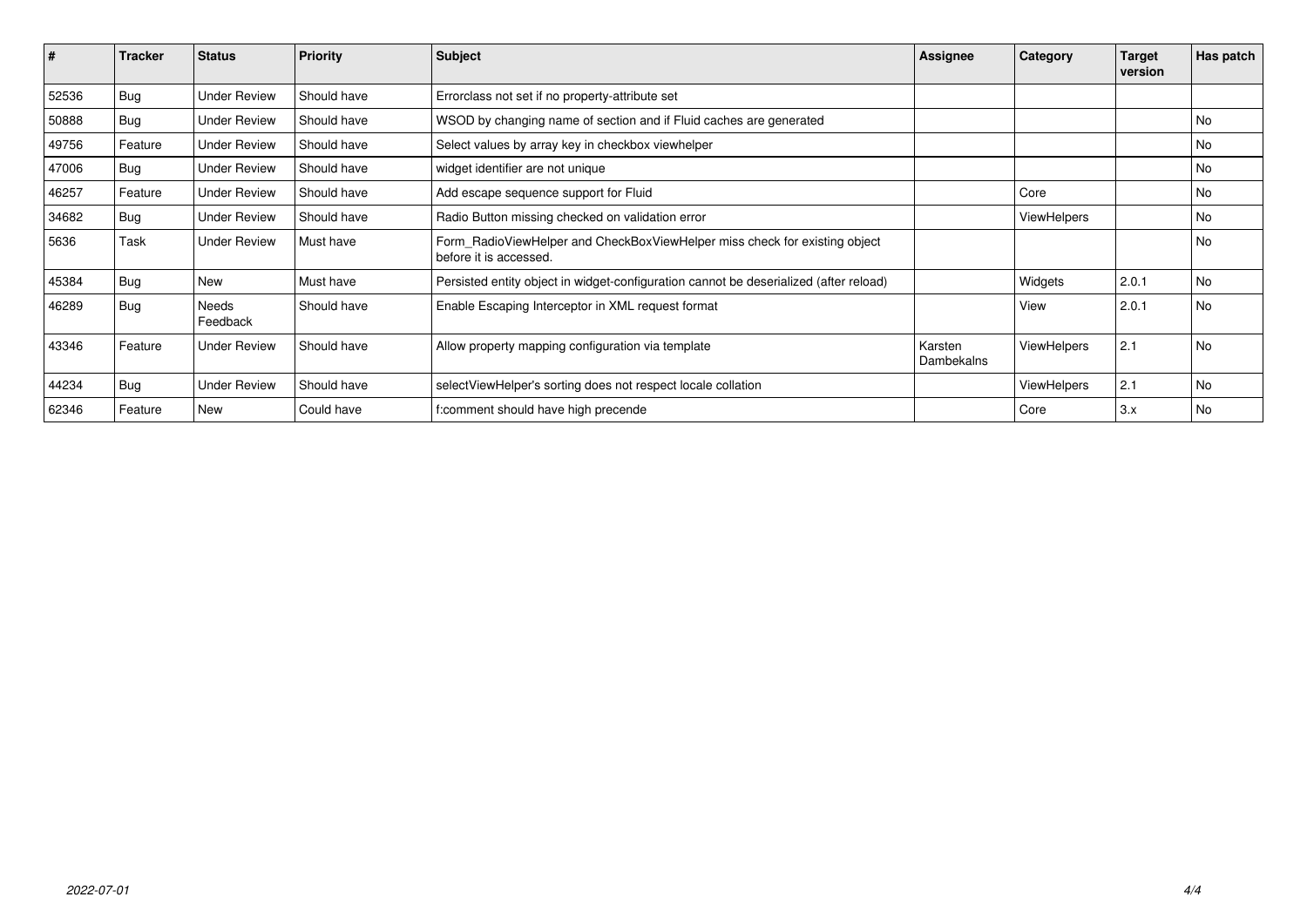| # | Tracker | Status | Priority | Subject | Assignee | Category | Target version | Has patch |
|---|---|---|---|---|---|---|---|---|
| 52536 | Bug | Under Review | Should have | Errorclass not set if no property-attribute set | | | | |
| 50888 | Bug | Under Review | Should have | WSOD by changing name of section and if Fluid caches are generated | | | | No |
| 49756 | Feature | Under Review | Should have | Select values by array key in checkbox viewhelper | | | | No |
| 47006 | Bug | Under Review | Should have | widget identifier are not unique | | | | No |
| 46257 | Feature | Under Review | Should have | Add escape sequence support for Fluid | | Core | | No |
| 34682 | Bug | Under Review | Should have | Radio Button missing checked on validation error | | ViewHelpers | | No |
| 5636 | Task | Under Review | Must have | Form_RadioViewHelper and CheckBoxViewHelper miss check for existing object before it is accessed. | | | | No |
| 45384 | Bug | New | Must have | Persisted entity object in widget-configuration cannot be deserialized (after reload) | | Widgets | 2.0.1 | No |
| 46289 | Bug | Needs Feedback | Should have | Enable Escaping Interceptor in XML request format | | View | 2.0.1 | No |
| 43346 | Feature | Under Review | Should have | Allow property mapping configuration via template | Karsten Dambekalns | ViewHelpers | 2.1 | No |
| 44234 | Bug | Under Review | Should have | selectViewHelper's sorting does not respect locale collation | | ViewHelpers | 2.1 | No |
| 62346 | Feature | New | Could have | f:comment should have high precende | | Core | 3.x | No |

*2022-07-01*